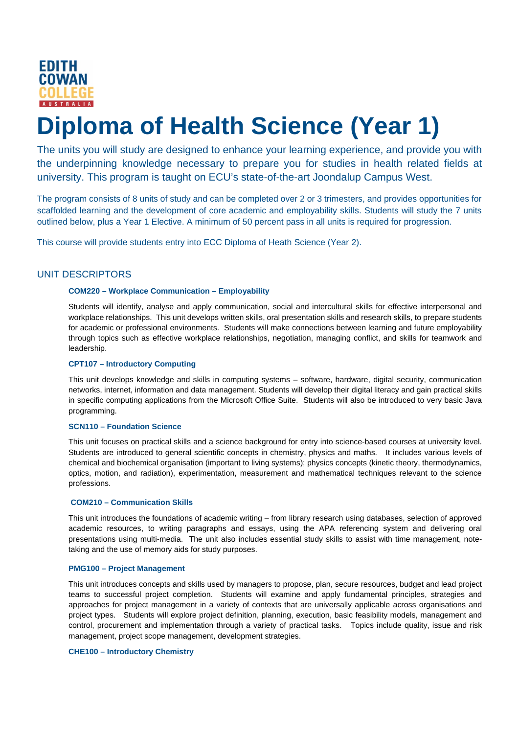EDITH COWAN COLLEGE AUSTRALIA

# Diploma of Health Science (Year 1)

The units you will study are designed to enhance your learning experience, and provide you with the underpinning knowledge necessary to prepare you for studies in health related fields at university. This program is taught on ECU's state-of-the-art Joondalup Campus West.

The program consists of 8 units of study and can be completed over 2 or 3 trimesters, and provides opportunities for scaffolded learning and the development of core academic and employability skills. Students will study the 7 units outlined below, plus a Year 1 Elective. A minimum of 50 percent pass in all units is required for progression.

This course will provide students entry into ECC Diploma of Heath Science (Year 2).

## UNIT DESCRIPTORS

### COM220 – Workplace Communication – Employability

Students will identify, analyse and apply communication, social and intercultural skills for effective interpersonal and workplace relationships. This unit develops written skills, oral presentation skills and research skills, to prepare students for academic or professional environments. Students will make connections between learning and future employability through topics such as effective workplace relationships, negotiation, managing conflict, and skills for teamwork and leadership.

### CPT107 – Introductory Computing

This unit develops knowledge and skills in computing systems – software, hardware, digital security, communication networks, internet, information and data management. Students will develop their digital literacy and gain practical skills in specific computing applications from the Microsoft Office Suite. Students will also be introduced to very basic Java programming.

### SCN110 – Foundation Science

This unit focuses on practical skills and a science background for entry into science-based courses at university level. Students are introduced to general scientific concepts in chemistry, physics and maths. It includes various levels of chemical and biochemical organisation (important to living systems); physics concepts (kinetic theory, thermodynamics, optics, motion, and radiation), experimentation, measurement and mathematical techniques relevant to the science professions.

### COM210 – Communication Skills

This unit introduces the foundations of academic writing – from library research using databases, selection of approved academic resources, to writing paragraphs and essays, using the APA referencing system and delivering oral presentations using multi-media. The unit also includes essential study skills to assist with time management, note-taking and the use of memory aids for study purposes.

### PMG100 – Project Management

This unit introduces concepts and skills used by managers to propose, plan, secure resources, budget and lead project teams to successful project completion. Students will examine and apply fundamental principles, strategies and approaches for project management in a variety of contexts that are universally applicable across organisations and project types. Students will explore project definition, planning, execution, basic feasibility models, management and control, procurement and implementation through a variety of practical tasks. Topics include quality, issue and risk management, project scope management, development strategies.

### CHE100 – Introductory Chemistry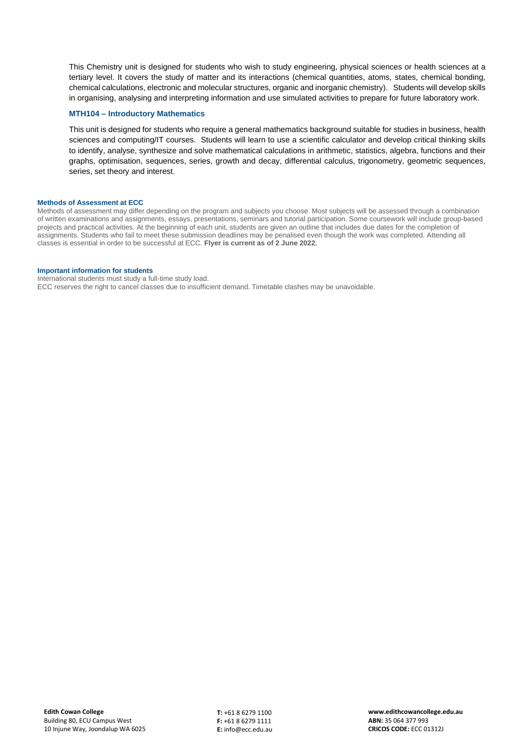This Chemistry unit is designed for students who wish to study engineering, physical sciences or health sciences at a tertiary level. It covers the study of matter and its interactions (chemical quantities, atoms, states, chemical bonding, chemical calculations, electronic and molecular structures, organic and inorganic chemistry). Students will develop skills in organising, analysing and interpreting information and use simulated activities to prepare for future laboratory work.

### MTH104 – Introductory Mathematics

This unit is designed for students who require a general mathematics background suitable for studies in business, health sciences and computing/IT courses. Students will learn to use a scientific calculator and develop critical thinking skills to identify, analyse, synthesize and solve mathematical calculations in arithmetic, statistics, algebra, functions and their graphs, optimisation, sequences, series, growth and decay, differential calculus, trigonometry, geometric sequences, series, set theory and interest.

#### Methods of Assessment at ECC

Methods of assessment may differ depending on the program and subjects you choose. Most subjects will be assessed through a combination of written examinations and assignments, essays, presentations, seminars and tutorial participation. Some coursework will include group-based projects and practical activities. At the beginning of each unit, students are given an outline that includes due dates for the completion of assignments. Students who fail to meet these submission deadlines may be penalised even though the work was completed. Attending all classes is essential in order to be successful at ECC. **Flyer is current as of 2 June 2022.**

#### Important information for students

International students must study a full-time study load.
ECC reserves the right to cancel classes due to insufficient demand. Timetable clashes may be unavoidable.

**Edith Cowan College**
Building 80, ECU Campus West
10 Injune Way, Joondalup WA 6025

**T:** +61 8 6279 1100
**F:** +61 8 6279 1111
**E:** info@ecc.edu.au

**www.edithcowancollege.edu.au**
**ABN:** 35 064 377 993
**CRICOS CODE:** ECC 01312J